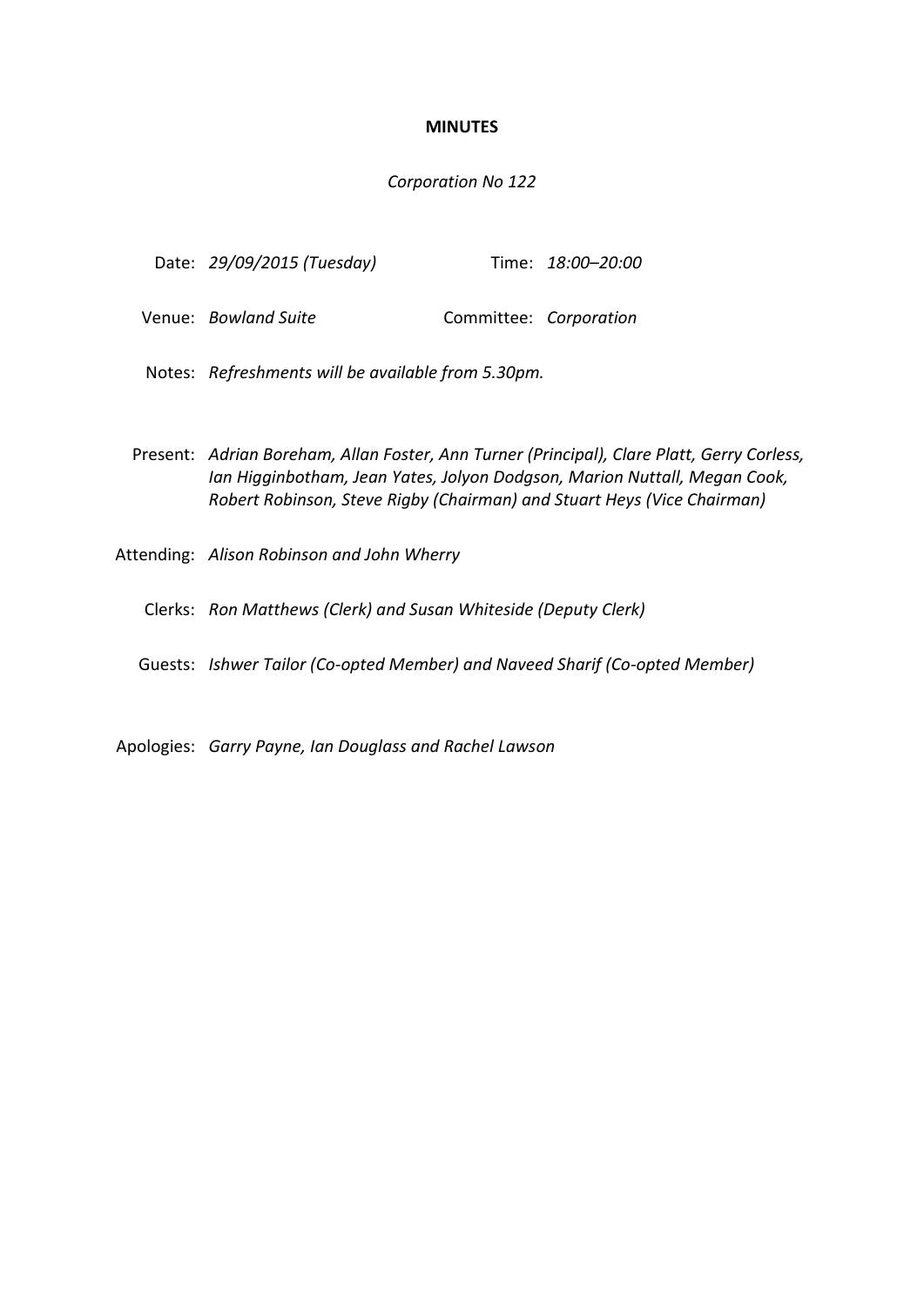**MINUTES**

*Corporation No 122*

Date: *29/09/2015 (Tuesday)* Time: *18:00–20:00*

Venue: *Bowland Suite* Committee: *Corporation*

Notes: *Refreshments will be available from 5.30pm.*

Present: *Adrian Boreham, Allan Foster, Ann Turner (Principal), Clare Platt, Gerry Corless, Ian Higginbotham, Jean Yates, Jolyon Dodgson, Marion Nuttall, Megan Cook, Robert Robinson, Steve Rigby (Chairman) and Stuart Heys (Vice Chairman)*

Attending: *Alison Robinson and John Wherry*

Clerks: *Ron Matthews (Clerk) and Susan Whiteside (Deputy Clerk)*

Guests: *Ishwer Tailor (Co-opted Member) and Naveed Sharif (Co-opted Member)*

Apologies: *Garry Payne, Ian Douglass and Rachel Lawson*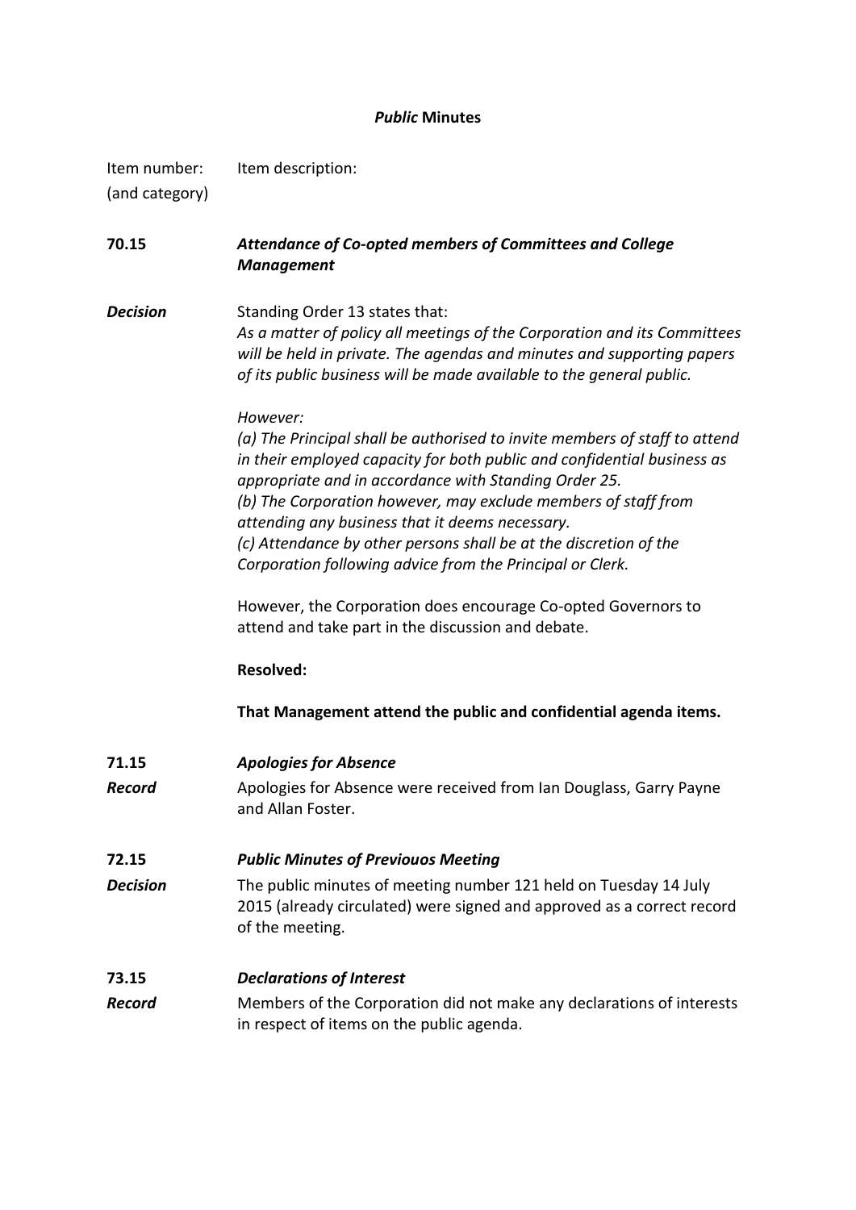### *Public* Minutes

| Item number: (and category) | Item description: |
|---|---|
| **70.15** | ***Attendance of Co-opted members of Committees and College Management*** |
| ***Decision*** | Standing Order 13 states that:<br>*As a matter of policy all meetings of the Corporation and its Committees will be held in private. The agendas and minutes and supporting papers of its public business will be made available to the general public.*<br><br>*However:*<br>*(a) The Principal shall be authorised to invite members of staff to attend in their employed capacity for both public and confidential business as appropriate and in accordance with Standing Order 25.*<br>*(b) The Corporation however, may exclude members of staff from attending any business that it deems necessary.*<br>*(c) Attendance by other persons shall be at the discretion of the Corporation following advice from the Principal or Clerk.*<br><br>However, the Corporation does encourage Co-opted Governors to attend and take part in the discussion and debate.<br><br>**Resolved:**<br><br>**That Management attend the public and confidential agenda items.** |
| **71.15** | ***Apologies for Absence*** |
| ***Record*** | Apologies for Absence were received from Ian Douglass, Garry Payne and Allan Foster. |
| **72.15** | ***Public Minutes of Previouos Meeting*** |
| ***Decision*** | The public minutes of meeting number 121 held on Tuesday 14 July 2015 (already circulated) were signed and approved as a correct record of the meeting. |
| **73.15** | ***Declarations of Interest*** |
| ***Record*** | Members of the Corporation did not make any declarations of interests in respect of items on the public agenda. |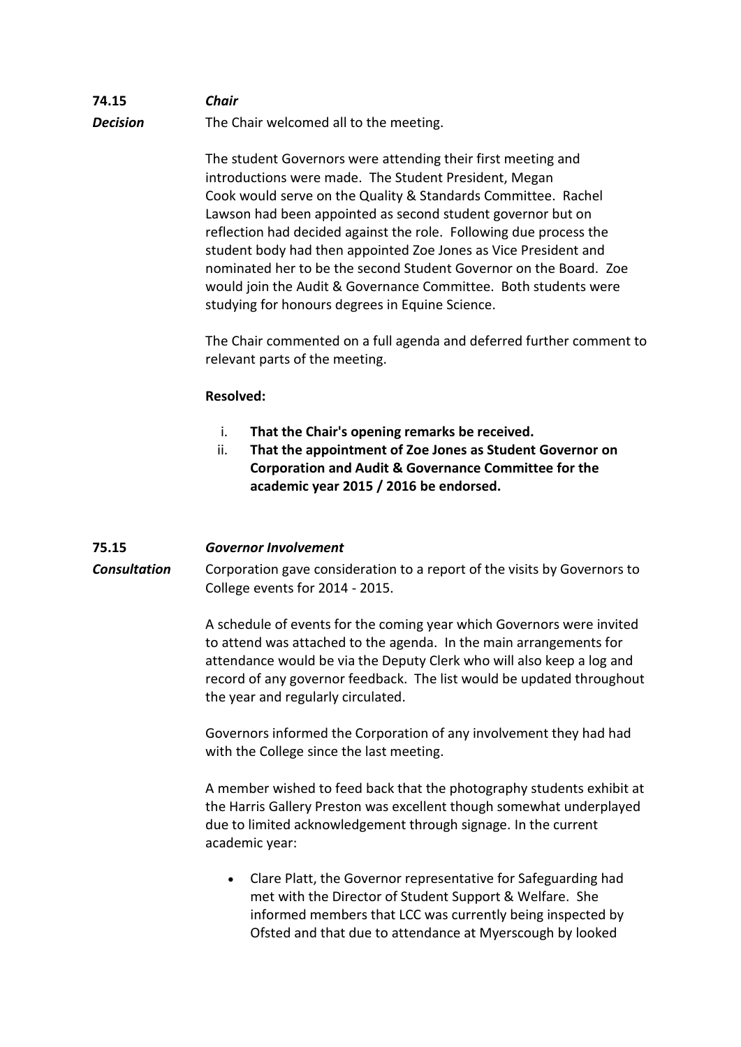**74.15** ***Chair***

***Decision*** The Chair welcomed all to the meeting.

The student Governors were attending their first meeting and introductions were made. The Student President, Megan Cook would serve on the Quality & Standards Committee. Rachel Lawson had been appointed as second student governor but on reflection had decided against the role. Following due process the student body had then appointed Zoe Jones as Vice President and nominated her to be the second Student Governor on the Board. Zoe would join the Audit & Governance Committee. Both students were studying for honours degrees in Equine Science.

The Chair commented on a full agenda and deferred further comment to relevant parts of the meeting.

**Resolved:**

i. **That the Chair's opening remarks be received.**
ii. **That the appointment of Zoe Jones as Student Governor on Corporation and Audit & Governance Committee for the academic year 2015 / 2016 be endorsed.**

**75.15** ***Governor Involvement***

***Consultation*** Corporation gave consideration to a report of the visits by Governors to College events for 2014 - 2015.

A schedule of events for the coming year which Governors were invited to attend was attached to the agenda. In the main arrangements for attendance would be via the Deputy Clerk who will also keep a log and record of any governor feedback. The list would be updated throughout the year and regularly circulated.

Governors informed the Corporation of any involvement they had had with the College since the last meeting.

A member wished to feed back that the photography students exhibit at the Harris Gallery Preston was excellent though somewhat underplayed due to limited acknowledgement through signage. In the current academic year:

- Clare Platt, the Governor representative for Safeguarding had met with the Director of Student Support & Welfare. She informed members that LCC was currently being inspected by Ofsted and that due to attendance at Myerscough by looked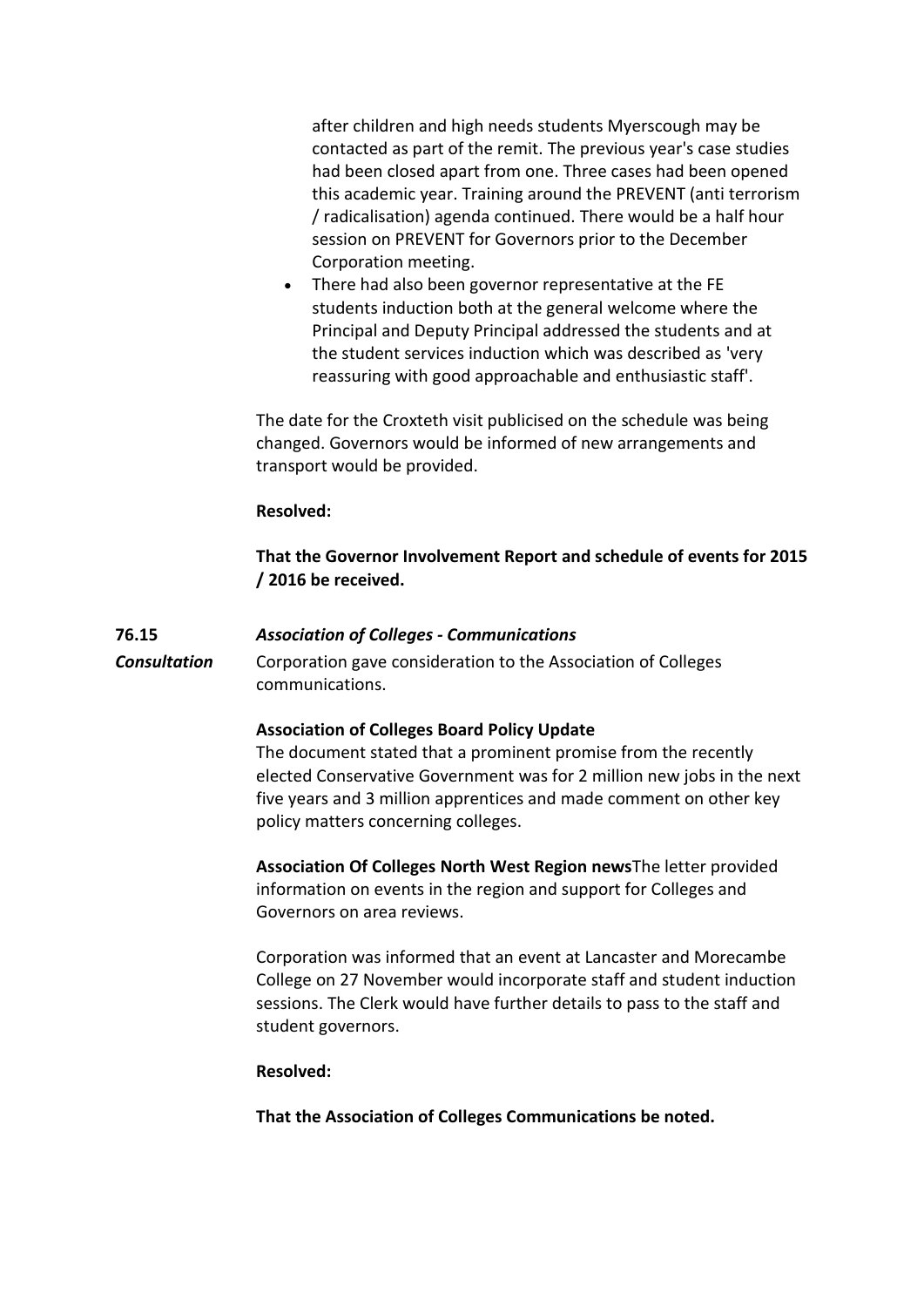after children and high needs students Myerscough may be contacted as part of the remit. The previous year's case studies had been closed apart from one. Three cases had been opened this academic year. Training around the PREVENT (anti terrorism / radicalisation) agenda continued. There would be a half hour session on PREVENT for Governors prior to the December Corporation meeting.

- There had also been governor representative at the FE students induction both at the general welcome where the Principal and Deputy Principal addressed the students and at the student services induction which was described as 'very reassuring with good approachable and enthusiastic staff'.

The date for the Croxteth visit publicised on the schedule was being changed. Governors would be informed of new arrangements and transport would be provided.

**Resolved:**

**That the Governor Involvement Report and schedule of events for 2015 / 2016 be received.**

**76.15** ***Association of Colleges - Communications***

***Consultation***

Corporation gave consideration to the Association of Colleges communications.

**Association of Colleges Board Policy Update**
The document stated that a prominent promise from the recently elected Conservative Government was for 2 million new jobs in the next five years and 3 million apprentices and made comment on other key policy matters concerning colleges.

**Association Of Colleges North West Region news**The letter provided information on events in the region and support for Colleges and Governors on area reviews.

Corporation was informed that an event at Lancaster and Morecambe College on 27 November would incorporate staff and student induction sessions. The Clerk would have further details to pass to the staff and student governors.

**Resolved:**

**That the Association of Colleges Communications be noted.**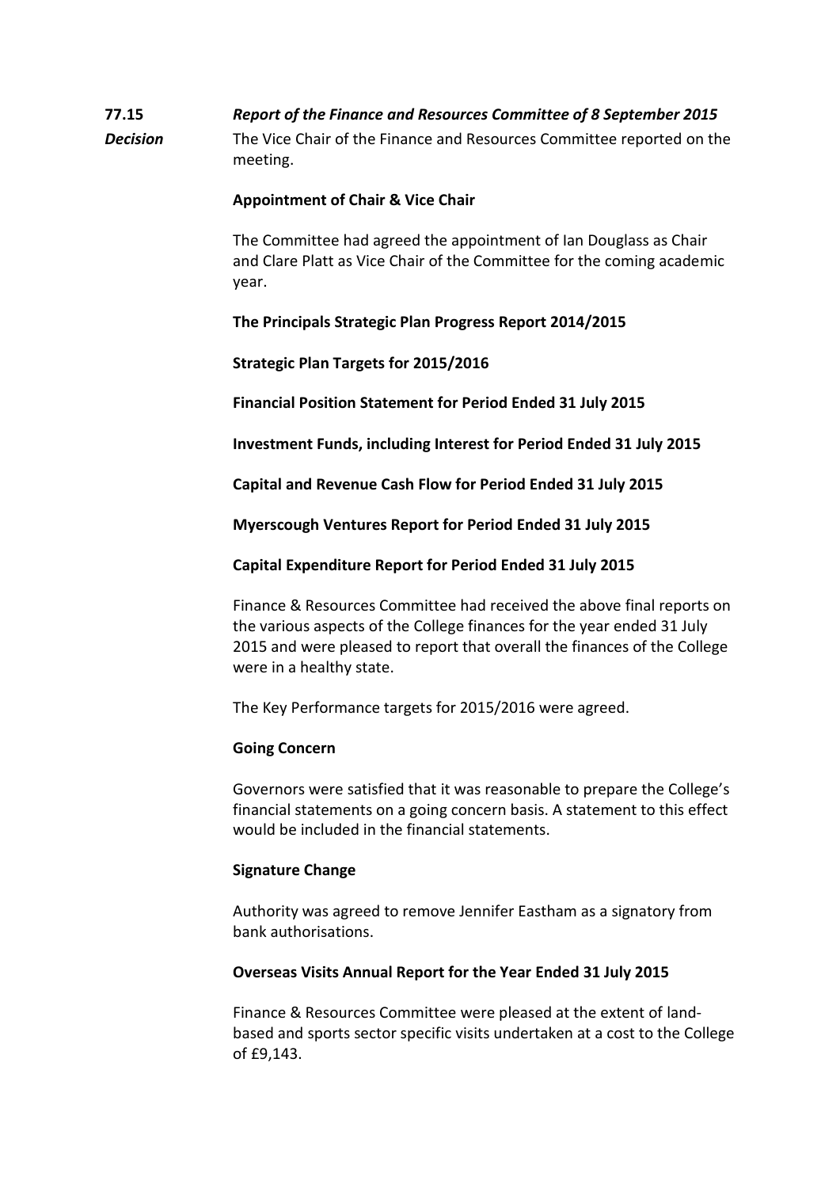**77.15** ***Report of the Finance and Resources Committee of 8 September 2015***

***Decision*** The Vice Chair of the Finance and Resources Committee reported on the meeting.

**Appointment of Chair & Vice Chair**

The Committee had agreed the appointment of Ian Douglass as Chair and Clare Platt as Vice Chair of the Committee for the coming academic year.

**The Principals Strategic Plan Progress Report 2014/2015**

**Strategic Plan Targets for 2015/2016**

**Financial Position Statement for Period Ended 31 July 2015**

**Investment Funds, including Interest for Period Ended 31 July 2015**

**Capital and Revenue Cash Flow for Period Ended 31 July 2015**

**Myerscough Ventures Report for Period Ended 31 July 2015**

**Capital Expenditure Report for Period Ended 31 July 2015**

Finance & Resources Committee had received the above final reports on the various aspects of the College finances for the year ended 31 July 2015 and were pleased to report that overall the finances of the College were in a healthy state.

The Key Performance targets for 2015/2016 were agreed.

**Going Concern**

Governors were satisfied that it was reasonable to prepare the College's financial statements on a going concern basis. A statement to this effect would be included in the financial statements.

**Signature Change**

Authority was agreed to remove Jennifer Eastham as a signatory from bank authorisations.

**Overseas Visits Annual Report for the Year Ended 31 July 2015**

Finance & Resources Committee were pleased at the extent of land-based and sports sector specific visits undertaken at a cost to the College of £9,143.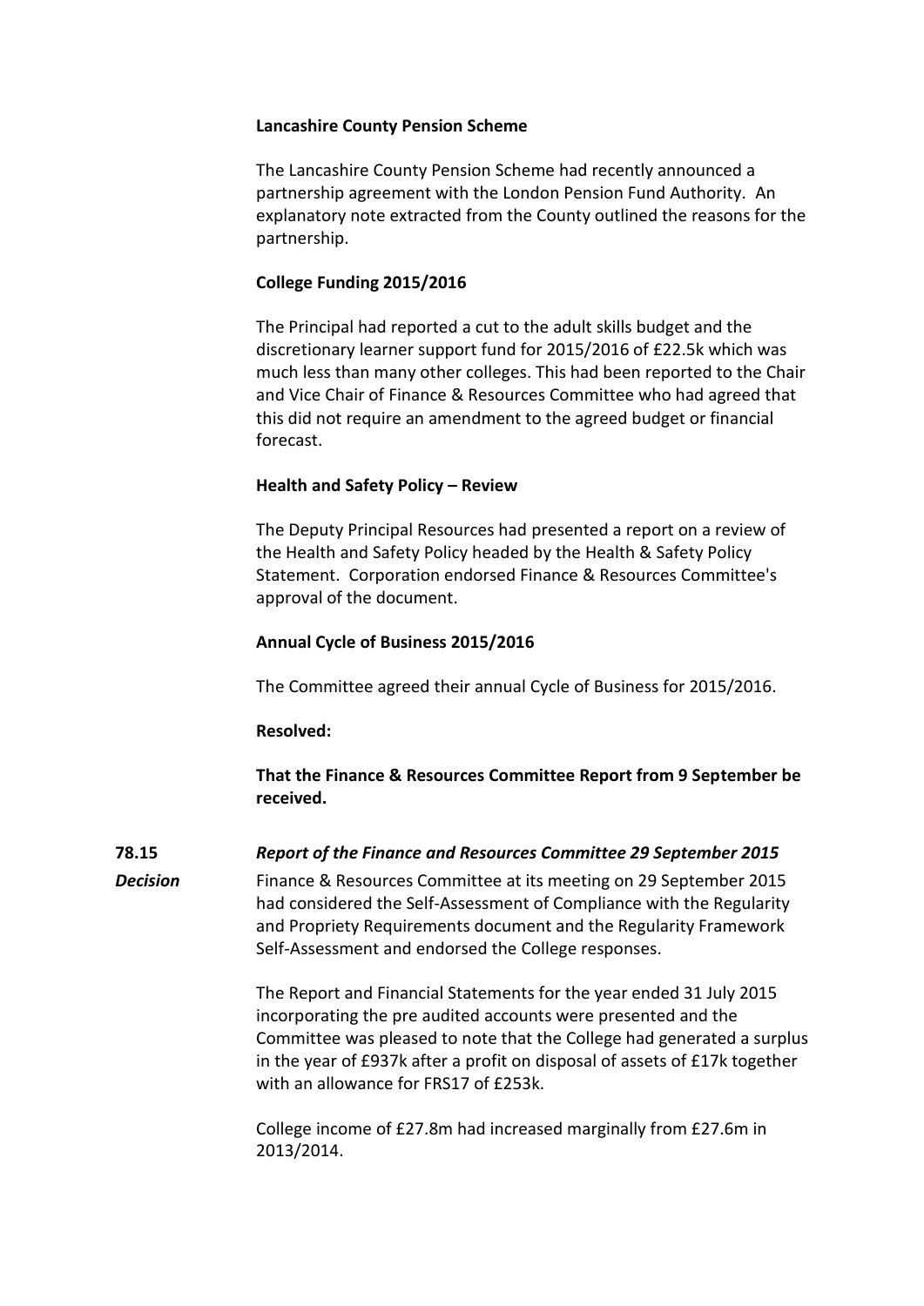**Lancashire County Pension Scheme**

The Lancashire County Pension Scheme had recently announced a partnership agreement with the London Pension Fund Authority. An explanatory note extracted from the County outlined the reasons for the partnership.

**College Funding 2015/2016**

The Principal had reported a cut to the adult skills budget and the discretionary learner support fund for 2015/2016 of £22.5k which was much less than many other colleges. This had been reported to the Chair and Vice Chair of Finance & Resources Committee who had agreed that this did not require an amendment to the agreed budget or financial forecast.

**Health and Safety Policy – Review**

The Deputy Principal Resources had presented a report on a review of the Health and Safety Policy headed by the Health & Safety Policy Statement. Corporation endorsed Finance & Resources Committee's approval of the document.

**Annual Cycle of Business 2015/2016**

The Committee agreed their annual Cycle of Business for 2015/2016.

**Resolved:**

**That the Finance & Resources Committee Report from 9 September be received.**

**78.15** ***Report of the Finance and Resources Committee 29 September 2015***

***Decision***

Finance & Resources Committee at its meeting on 29 September 2015 had considered the Self-Assessment of Compliance with the Regularity and Propriety Requirements document and the Regularity Framework Self-Assessment and endorsed the College responses.

The Report and Financial Statements for the year ended 31 July 2015 incorporating the pre audited accounts were presented and the Committee was pleased to note that the College had generated a surplus in the year of £937k after a profit on disposal of assets of £17k together with an allowance for FRS17 of £253k.

College income of £27.8m had increased marginally from £27.6m in 2013/2014.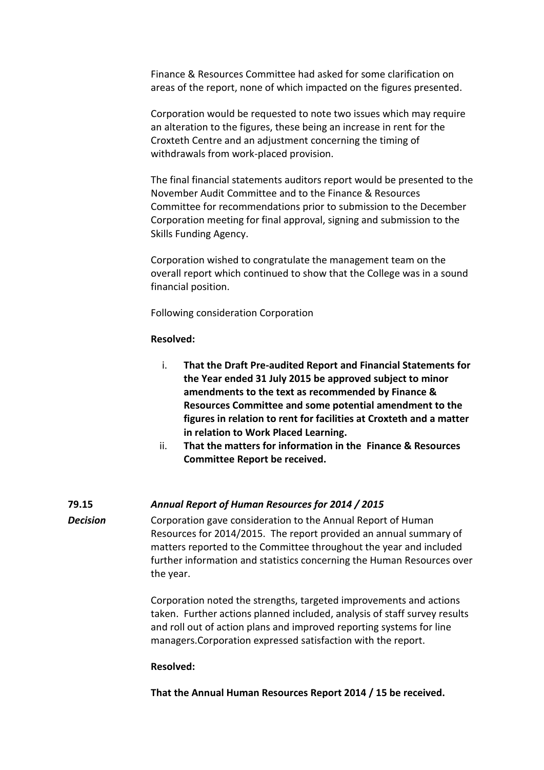Finance & Resources Committee had asked for some clarification on areas of the report, none of which impacted on the figures presented.

Corporation would be requested to note two issues which may require an alteration to the figures, these being an increase in rent for the Croxteth Centre and an adjustment concerning the timing of withdrawals from work-placed provision.

The final financial statements auditors report would be presented to the November Audit Committee and to the Finance & Resources Committee for recommendations prior to submission to the December Corporation meeting for final approval, signing and submission to the Skills Funding Agency.

Corporation wished to congratulate the management team on the overall report which continued to show that the College was in a sound financial position.

Following consideration Corporation

**Resolved:**

i. **That the Draft Pre-audited Report and Financial Statements for the Year ended 31 July 2015 be approved subject to minor amendments to the text as recommended by Finance & Resources Committee and some potential amendment to the figures in relation to rent for facilities at Croxteth and a matter in relation to Work Placed Learning.**
ii. **That the matters for information in the Finance & Resources Committee Report be received.**

**79.15** ***Annual Report of Human Resources for 2014 / 2015***

***Decision***

Corporation gave consideration to the Annual Report of Human Resources for 2014/2015. The report provided an annual summary of matters reported to the Committee throughout the year and included further information and statistics concerning the Human Resources over the year.

Corporation noted the strengths, targeted improvements and actions taken. Further actions planned included, analysis of staff survey results and roll out of action plans and improved reporting systems for line managers.Corporation expressed satisfaction with the report.

**Resolved:**

**That the Annual Human Resources Report 2014 / 15 be received.**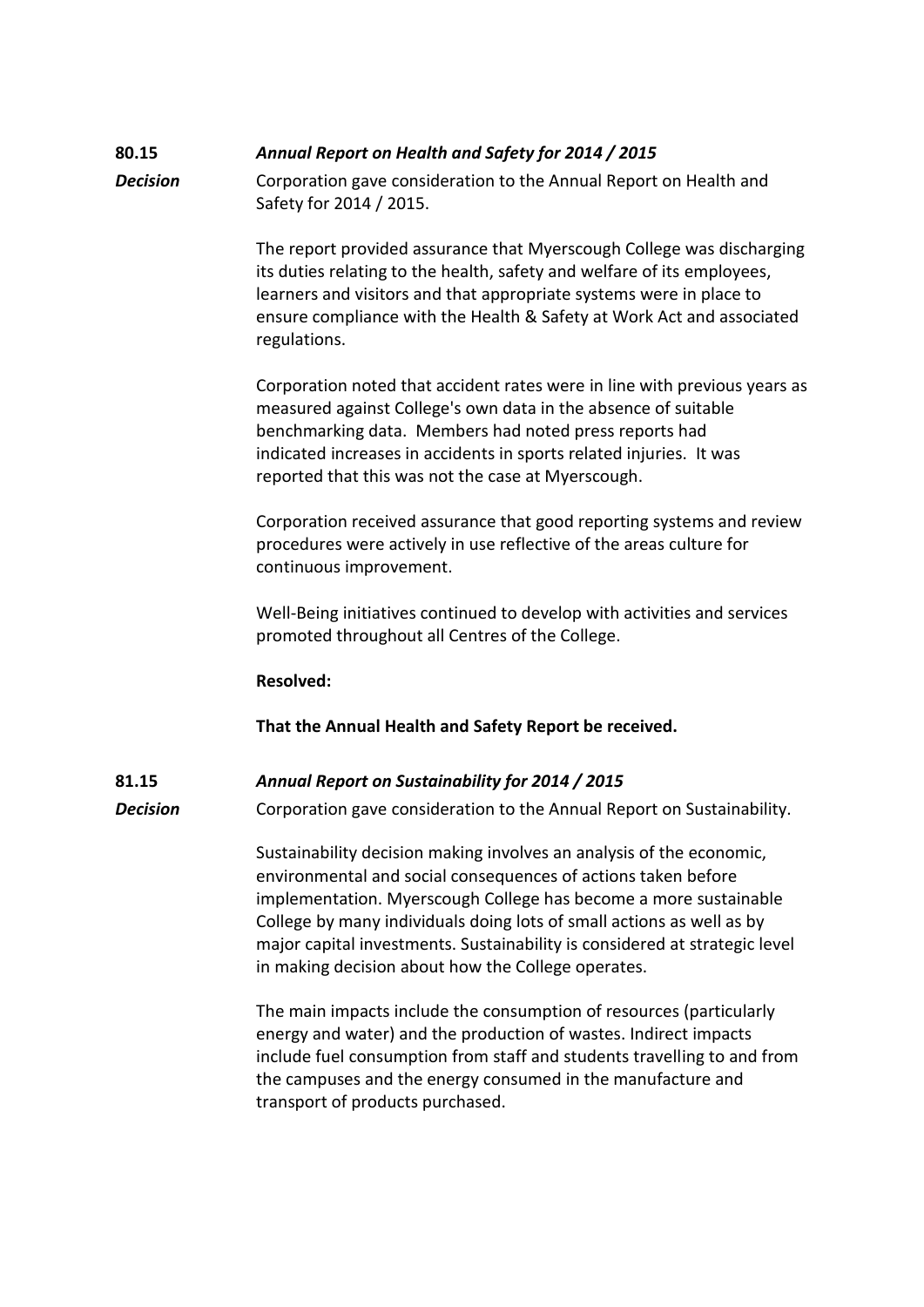**80.15** ***Annual Report on Health and Safety for 2014 / 2015***

***Decision*** Corporation gave consideration to the Annual Report on Health and Safety for 2014 / 2015.

The report provided assurance that Myerscough College was discharging its duties relating to the health, safety and welfare of its employees, learners and visitors and that appropriate systems were in place to ensure compliance with the Health & Safety at Work Act and associated regulations.

Corporation noted that accident rates were in line with previous years as measured against College's own data in the absence of suitable benchmarking data. Members had noted press reports had indicated increases in accidents in sports related injuries. It was reported that this was not the case at Myerscough.

Corporation received assurance that good reporting systems and review procedures were actively in use reflective of the areas culture for continuous improvement.

Well-Being initiatives continued to develop with activities and services promoted throughout all Centres of the College.

**Resolved:**

**That the Annual Health and Safety Report be received.**

**81.15** ***Annual Report on Sustainability for 2014 / 2015***

***Decision*** Corporation gave consideration to the Annual Report on Sustainability.

Sustainability decision making involves an analysis of the economic, environmental and social consequences of actions taken before implementation. Myerscough College has become a more sustainable College by many individuals doing lots of small actions as well as by major capital investments. Sustainability is considered at strategic level in making decision about how the College operates.

The main impacts include the consumption of resources (particularly energy and water) and the production of wastes. Indirect impacts include fuel consumption from staff and students travelling to and from the campuses and the energy consumed in the manufacture and transport of products purchased.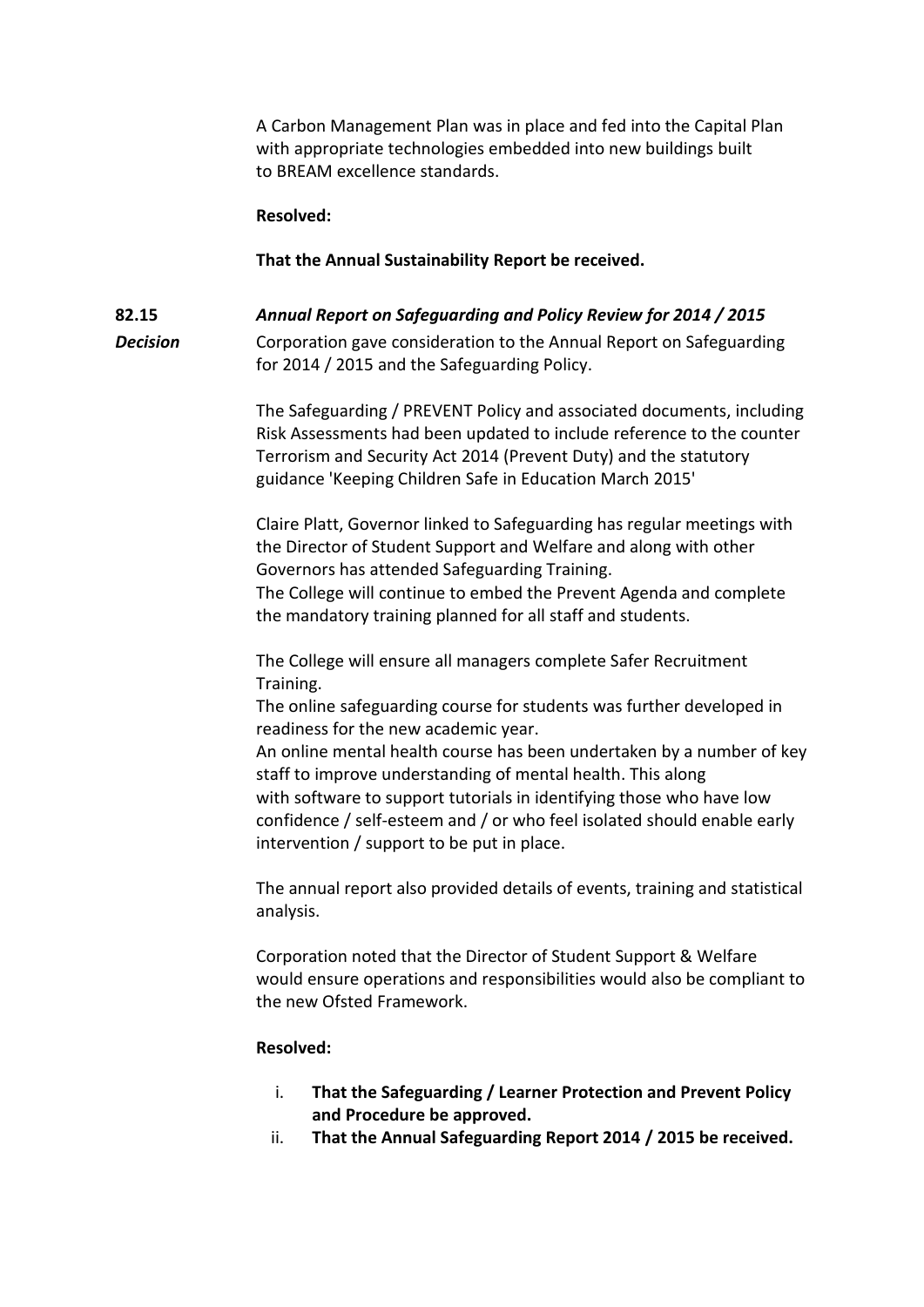A Carbon Management Plan was in place and fed into the Capital Plan with appropriate technologies embedded into new buildings built to BREAM excellence standards.

**Resolved:**

**That the Annual Sustainability Report be received.**

**82.15** ***Annual Report on Safeguarding and Policy Review for 2014 / 2015***

***Decision***

Corporation gave consideration to the Annual Report on Safeguarding for 2014 / 2015 and the Safeguarding Policy.

The Safeguarding / PREVENT Policy and associated documents, including Risk Assessments had been updated to include reference to the counter Terrorism and Security Act 2014 (Prevent Duty) and the statutory guidance 'Keeping Children Safe in Education March 2015'

Claire Platt, Governor linked to Safeguarding has regular meetings with the Director of Student Support and Welfare and along with other Governors has attended Safeguarding Training.
The College will continue to embed the Prevent Agenda and complete the mandatory training planned for all staff and students.

The College will ensure all managers complete Safer Recruitment Training.
The online safeguarding course for students was further developed in readiness for the new academic year.
An online mental health course has been undertaken by a number of key staff to improve understanding of mental health. This along with software to support tutorials in identifying those who have low confidence / self-esteem and / or who feel isolated should enable early intervention / support to be put in place.

The annual report also provided details of events, training and statistical analysis.

Corporation noted that the Director of Student Support & Welfare would ensure operations and responsibilities would also be compliant to the new Ofsted Framework.

**Resolved:**

i. **That the Safeguarding / Learner Protection and Prevent Policy and Procedure be approved.**
ii. **That the Annual Safeguarding Report 2014 / 2015 be received.**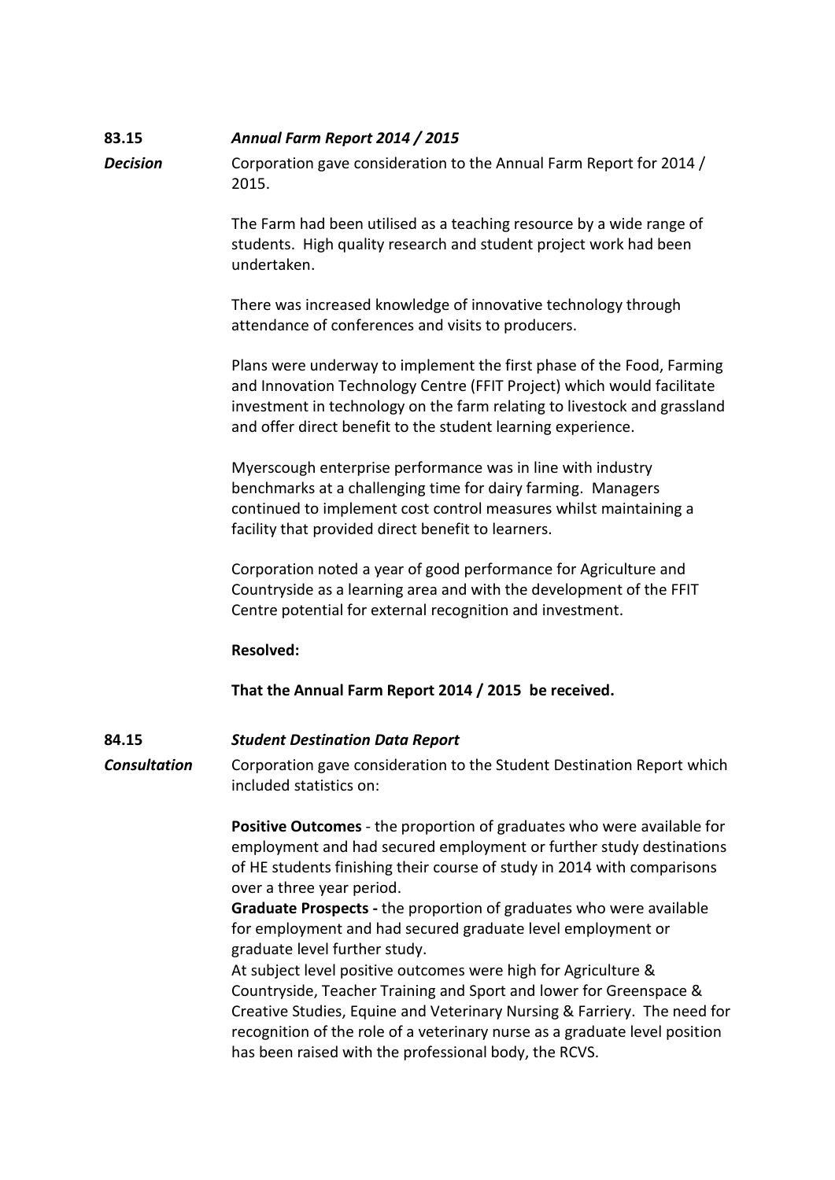**83.15** ***Annual Farm Report 2014 / 2015***

***Decision***

Corporation gave consideration to the Annual Farm Report for 2014 / 2015.

The Farm had been utilised as a teaching resource by a wide range of students. High quality research and student project work had been undertaken.

There was increased knowledge of innovative technology through attendance of conferences and visits to producers.

Plans were underway to implement the first phase of the Food, Farming and Innovation Technology Centre (FFIT Project) which would facilitate investment in technology on the farm relating to livestock and grassland and offer direct benefit to the student learning experience.

Myerscough enterprise performance was in line with industry benchmarks at a challenging time for dairy farming. Managers continued to implement cost control measures whilst maintaining a facility that provided direct benefit to learners.

Corporation noted a year of good performance for Agriculture and Countryside as a learning area and with the development of the FFIT Centre potential for external recognition and investment.

**Resolved:**

**That the Annual Farm Report 2014 / 2015 be received.**

**84.15** ***Student Destination Data Report***

***Consultation***

Corporation gave consideration to the Student Destination Report which included statistics on:

**Positive Outcomes** - the proportion of graduates who were available for employment and had secured employment or further study destinations of HE students finishing their course of study in 2014 with comparisons over a three year period.

**Graduate Prospects -** the proportion of graduates who were available for employment and had secured graduate level employment or graduate level further study.

At subject level positive outcomes were high for Agriculture & Countryside, Teacher Training and Sport and lower for Greenspace & Creative Studies, Equine and Veterinary Nursing & Farriery. The need for recognition of the role of a veterinary nurse as a graduate level position has been raised with the professional body, the RCVS.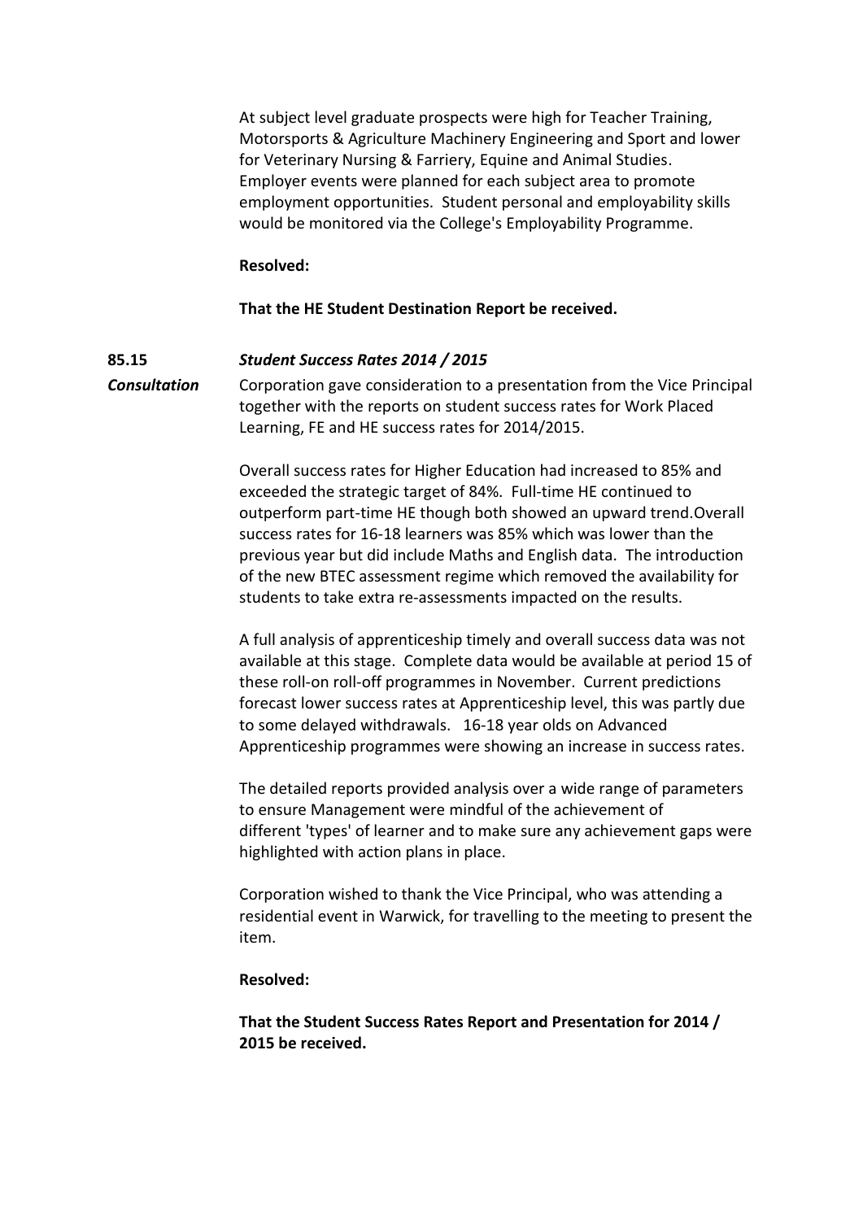At subject level graduate prospects were high for Teacher Training, Motorsports & Agriculture Machinery Engineering and Sport and lower for Veterinary Nursing & Farriery, Equine and Animal Studies. Employer events were planned for each subject area to promote employment opportunities. Student personal and employability skills would be monitored via the College's Employability Programme.

**Resolved:**

**That the HE Student Destination Report be received.**

**85.15** ***Student Success Rates 2014 / 2015***

***Consultation***

Corporation gave consideration to a presentation from the Vice Principal together with the reports on student success rates for Work Placed Learning, FE and HE success rates for 2014/2015.

Overall success rates for Higher Education had increased to 85% and exceeded the strategic target of 84%. Full-time HE continued to outperform part-time HE though both showed an upward trend.Overall success rates for 16-18 learners was 85% which was lower than the previous year but did include Maths and English data. The introduction of the new BTEC assessment regime which removed the availability for students to take extra re-assessments impacted on the results.

A full analysis of apprenticeship timely and overall success data was not available at this stage. Complete data would be available at period 15 of these roll-on roll-off programmes in November. Current predictions forecast lower success rates at Apprenticeship level, this was partly due to some delayed withdrawals. 16-18 year olds on Advanced Apprenticeship programmes were showing an increase in success rates.

The detailed reports provided analysis over a wide range of parameters to ensure Management were mindful of the achievement of different 'types' of learner and to make sure any achievement gaps were highlighted with action plans in place.

Corporation wished to thank the Vice Principal, who was attending a residential event in Warwick, for travelling to the meeting to present the item.

**Resolved:**

**That the Student Success Rates Report and Presentation for 2014 / 2015 be received.**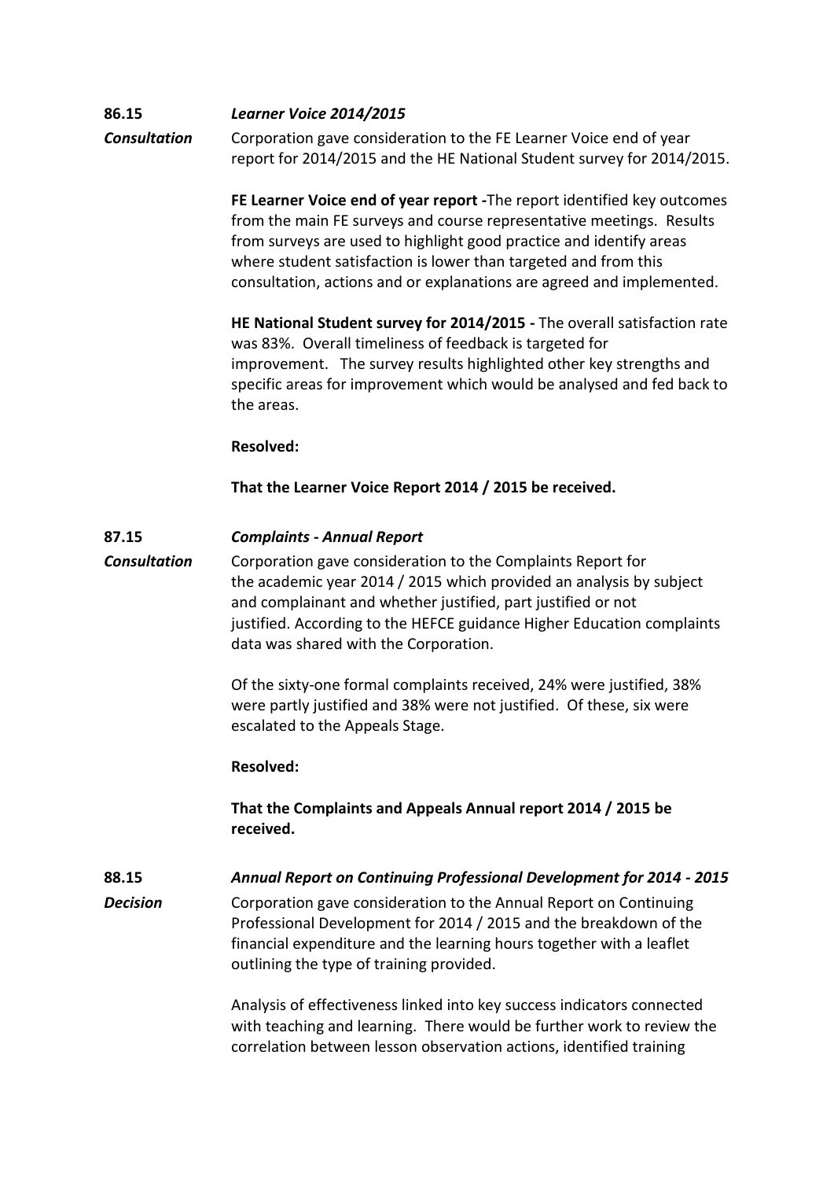**86.15** ***Learner Voice 2014/2015***

***Consultation*** Corporation gave consideration to the FE Learner Voice end of year report for 2014/2015 and the HE National Student survey for 2014/2015.

**FE Learner Voice end of year report -**The report identified key outcomes from the main FE surveys and course representative meetings. Results from surveys are used to highlight good practice and identify areas where student satisfaction is lower than targeted and from this consultation, actions and or explanations are agreed and implemented.

**HE National Student survey for 2014/2015 -** The overall satisfaction rate was 83%. Overall timeliness of feedback is targeted for improvement. The survey results highlighted other key strengths and specific areas for improvement which would be analysed and fed back to the areas.

**Resolved:**

**That the Learner Voice Report 2014 / 2015 be received.**

**87.15** ***Complaints - Annual Report***

***Consultation*** Corporation gave consideration to the Complaints Report for the academic year 2014 / 2015 which provided an analysis by subject and complainant and whether justified, part justified or not justified. According to the HEFCE guidance Higher Education complaints data was shared with the Corporation.

Of the sixty-one formal complaints received, 24% were justified, 38% were partly justified and 38% were not justified. Of these, six were escalated to the Appeals Stage.

**Resolved:**

**That the Complaints and Appeals Annual report 2014 / 2015 be received.**

**88.15** ***Annual Report on Continuing Professional Development for 2014 - 2015***

***Decision*** Corporation gave consideration to the Annual Report on Continuing Professional Development for 2014 / 2015 and the breakdown of the financial expenditure and the learning hours together with a leaflet outlining the type of training provided.

Analysis of effectiveness linked into key success indicators connected with teaching and learning. There would be further work to review the correlation between lesson observation actions, identified training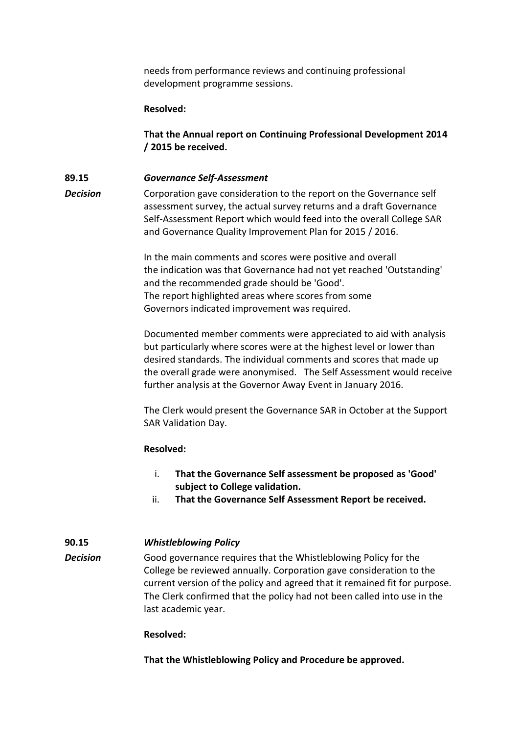needs from performance reviews and continuing professional development programme sessions.

**Resolved:**

**That the Annual report on Continuing Professional Development 2014 / 2015 be received.**

**89.15** ***Governance Self-Assessment***

***Decision***

Corporation gave consideration to the report on the Governance self assessment survey, the actual survey returns and a draft Governance Self-Assessment Report which would feed into the overall College SAR and Governance Quality Improvement Plan for 2015 / 2016.

In the main comments and scores were positive and overall the indication was that Governance had not yet reached 'Outstanding' and the recommended grade should be 'Good'.
The report highlighted areas where scores from some Governors indicated improvement was required.

Documented member comments were appreciated to aid with analysis but particularly where scores were at the highest level or lower than desired standards. The individual comments and scores that made up the overall grade were anonymised. The Self Assessment would receive further analysis at the Governor Away Event in January 2016.

The Clerk would present the Governance SAR in October at the Support SAR Validation Day.

**Resolved:**

i. **That the Governance Self assessment be proposed as 'Good' subject to College validation.**
ii. **That the Governance Self Assessment Report be received.**

**90.15** ***Whistleblowing Policy***

***Decision***

Good governance requires that the Whistleblowing Policy for the College be reviewed annually. Corporation gave consideration to the current version of the policy and agreed that it remained fit for purpose. The Clerk confirmed that the policy had not been called into use in the last academic year.

**Resolved:**

**That the Whistleblowing Policy and Procedure be approved.**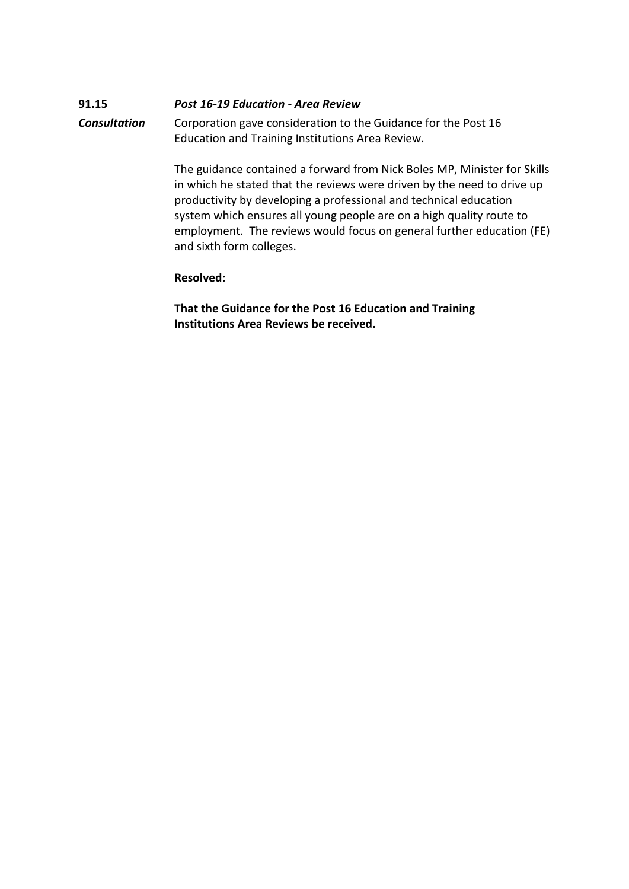**91.15** ***Post 16-19 Education - Area Review***

***Consultation***

Corporation gave consideration to the Guidance for the Post 16 Education and Training Institutions Area Review.

The guidance contained a forward from Nick Boles MP, Minister for Skills in which he stated that the reviews were driven by the need to drive up productivity by developing a professional and technical education system which ensures all young people are on a high quality route to employment. The reviews would focus on general further education (FE) and sixth form colleges.

**Resolved:**

**That the Guidance for the Post 16 Education and Training Institutions Area Reviews be received.**